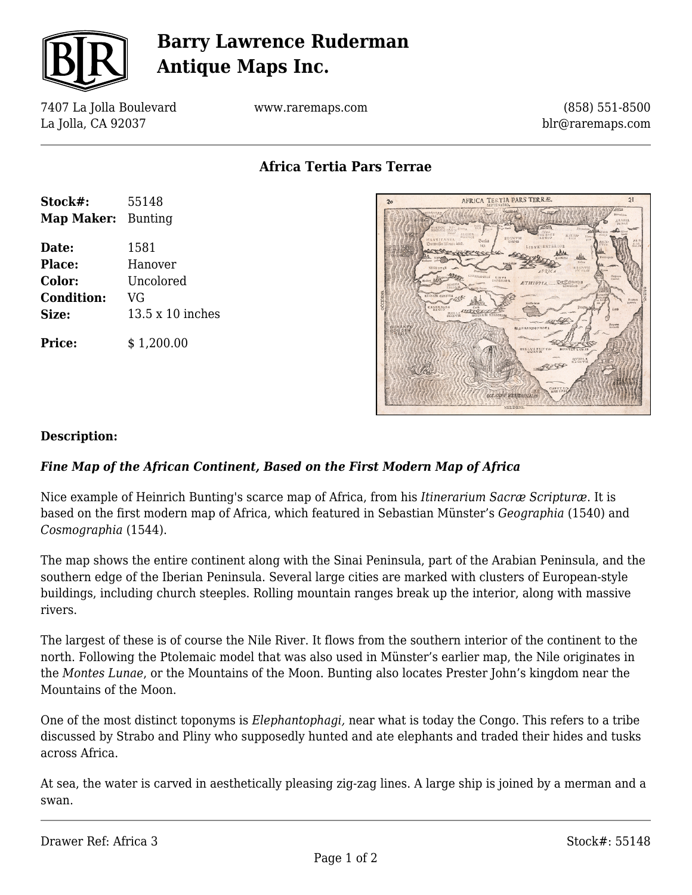# Barry Lawrence Ruderman Antique Maps Inc.

7407 La Jolla Boulevard
La Jolla, CA 92037

www.raremaps.com

(858) 551-8500
blr@raremaps.com

## Africa Tertia Pars Terrae

| | |
|---|---|
| **Stock#:** | 55148 |
| **Map Maker:** | Bunting |
| **Date:** | 1581 |
| **Place:** | Hanover |
| **Color:** | Uncolored |
| **Condition:** | VG |
| **Size:** | 13.5 x 10 inches |
| **Price:** | $ 1,200.00 |

**Description:**

***Fine Map of the African Continent, Based on the First Modern Map of Africa***

Nice example of Heinrich Bunting's scarce map of Africa, from his *Itinerarium Sacræ Scripturæ*. It is based on the first modern map of Africa, which featured in Sebastian Münster's *Geographia* (1540) and *Cosmographia* (1544).

The map shows the entire continent along with the Sinai Peninsula, part of the Arabian Peninsula, and the southern edge of the Iberian Peninsula. Several large cities are marked with clusters of European-style buildings, including church steeples. Rolling mountain ranges break up the interior, along with massive rivers.

The largest of these is of course the Nile River. It flows from the southern interior of the continent to the north. Following the Ptolemaic model that was also used in Münster's earlier map, the Nile originates in the *Montes Lunae*, or the Mountains of the Moon. Bunting also locates Prester John's kingdom near the Mountains of the Moon.

One of the most distinct toponyms is *Elephantophagi,* near what is today the Congo. This refers to a tribe discussed by Strabo and Pliny who supposedly hunted and ate elephants and traded their hides and tusks across Africa.

At sea, the water is carved in aesthetically pleasing zig-zag lines. A large ship is joined by a merman and a swan.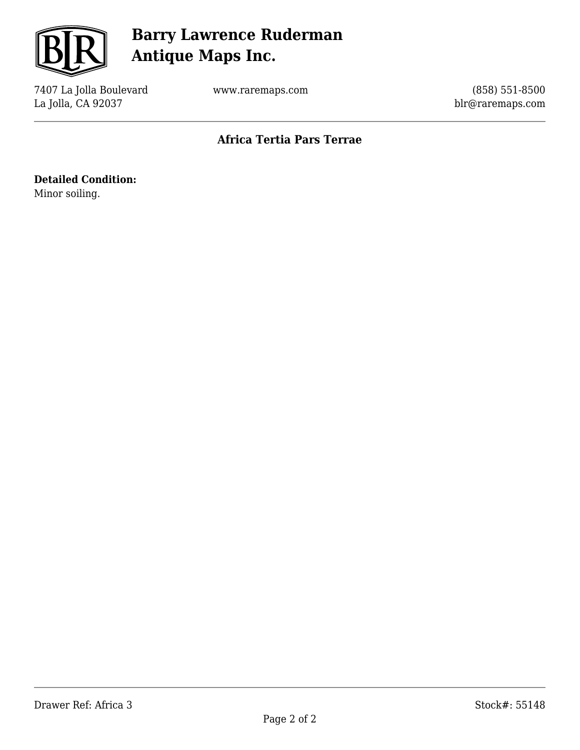# Barry Lawrence Ruderman Antique Maps Inc.

7407 La Jolla Boulevard
La Jolla, CA 92037

www.raremaps.com

(858) 551-8500
blr@raremaps.com

## Africa Tertia Pars Terrae

**Detailed Condition:**
Minor soiling.

Drawer Ref: Africa 3

Stock#: 55148